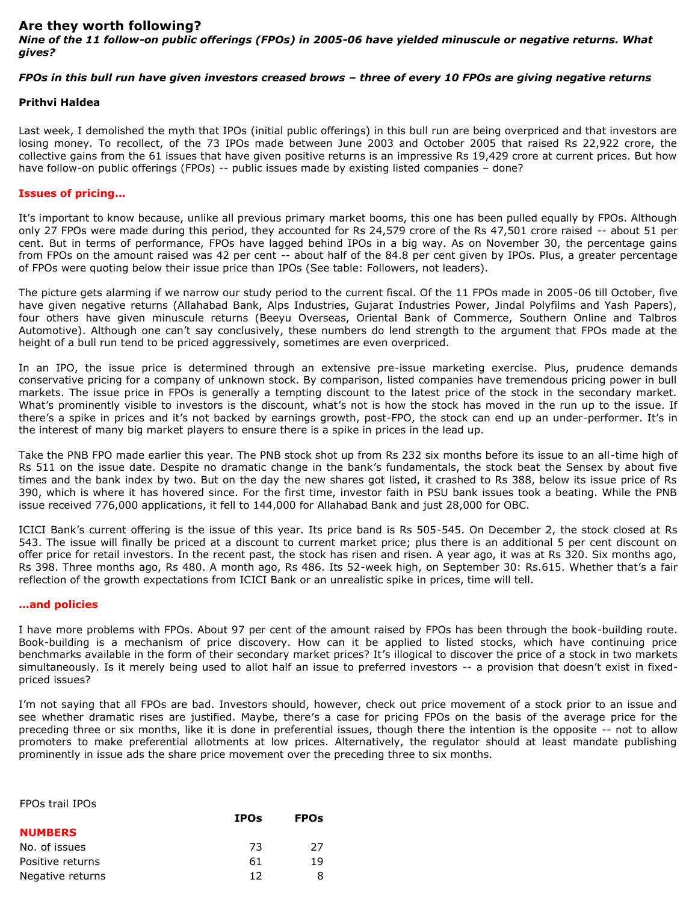## Are they worth following?

***Nine of the 11 follow-on public offerings (FPOs) in 2005-06 have yielded minuscule or negative returns. What gives?***

***FPOs in this bull run have given investors creased brows – three of every 10 FPOs are giving negative returns***

**Prithvi Haldea**

Last week, I demolished the myth that IPOs (initial public offerings) in this bull run are being overpriced and that investors are losing money. To recollect, of the 73 IPOs made between June 2003 and October 2005 that raised Rs 22,922 crore, the collective gains from the 61 issues that have given positive returns is an impressive Rs 19,429 crore at current prices. But how have follow-on public offerings (FPOs) -- public issues made by existing listed companies – done?

### Issues of pricing…

It's important to know because, unlike all previous primary market booms, this one has been pulled equally by FPOs. Although only 27 FPOs were made during this period, they accounted for Rs 24,579 crore of the Rs 47,501 crore raised -- about 51 per cent. But in terms of performance, FPOs have lagged behind IPOs in a big way. As on November 30, the percentage gains from FPOs on the amount raised was 42 per cent -- about half of the 84.8 per cent given by IPOs. Plus, a greater percentage of FPOs were quoting below their issue price than IPOs (See table: Followers, not leaders).

The picture gets alarming if we narrow our study period to the current fiscal. Of the 11 FPOs made in 2005-06 till October, five have given negative returns (Allahabad Bank, Alps Industries, Gujarat Industries Power, Jindal Polyfilms and Yash Papers), four others have given minuscule returns (Beeyu Overseas, Oriental Bank of Commerce, Southern Online and Talbros Automotive). Although one can't say conclusively, these numbers do lend strength to the argument that FPOs made at the height of a bull run tend to be priced aggressively, sometimes are even overpriced.

In an IPO, the issue price is determined through an extensive pre-issue marketing exercise. Plus, prudence demands conservative pricing for a company of unknown stock. By comparison, listed companies have tremendous pricing power in bull markets. The issue price in FPOs is generally a tempting discount to the latest price of the stock in the secondary market. What's prominently visible to investors is the discount, what's not is how the stock has moved in the run up to the issue. If there's a spike in prices and it's not backed by earnings growth, post-FPO, the stock can end up an under-performer. It's in the interest of many big market players to ensure there is a spike in prices in the lead up.

Take the PNB FPO made earlier this year. The PNB stock shot up from Rs 232 six months before its issue to an all-time high of Rs 511 on the issue date. Despite no dramatic change in the bank's fundamentals, the stock beat the Sensex by about five times and the bank index by two. But on the day the new shares got listed, it crashed to Rs 388, below its issue price of Rs 390, which is where it has hovered since. For the first time, investor faith in PSU bank issues took a beating. While the PNB issue received 776,000 applications, it fell to 144,000 for Allahabad Bank and just 28,000 for OBC.

ICICI Bank's current offering is the issue of this year. Its price band is Rs 505-545. On December 2, the stock closed at Rs 543. The issue will finally be priced at a discount to current market price; plus there is an additional 5 per cent discount on offer price for retail investors. In the recent past, the stock has risen and risen. A year ago, it was at Rs 320. Six months ago, Rs 398. Three months ago, Rs 480. A month ago, Rs 486. Its 52-week high, on September 30: Rs.615. Whether that's a fair reflection of the growth expectations from ICICI Bank or an unrealistic spike in prices, time will tell.

### …and policies

I have more problems with FPOs. About 97 per cent of the amount raised by FPOs has been through the book-building route. Book-building is a mechanism of price discovery. How can it be applied to listed stocks, which have continuing price benchmarks available in the form of their secondary market prices? It's illogical to discover the price of a stock in two markets simultaneously. Is it merely being used to allot half an issue to preferred investors -- a provision that doesn't exist in fixed-priced issues?

I'm not saying that all FPOs are bad. Investors should, however, check out price movement of a stock prior to an issue and see whether dramatic rises are justified. Maybe, there's a case for pricing FPOs on the basis of the average price for the preceding three or six months, like it is done in preferential issues, though there the intention is the opposite -- not to allow promoters to make preferential allotments at low prices. Alternatively, the regulator should at least mandate publishing prominently in issue ads the share price movement over the preceding three to six months.

FPOs trail IPOs

| | IPOs | FPOs |
|---|---|---|
| **NUMBERS** | | |
| No. of issues | 73 | 27 |
| Positive returns | 61 | 19 |
| Negative returns | 12 | 8 |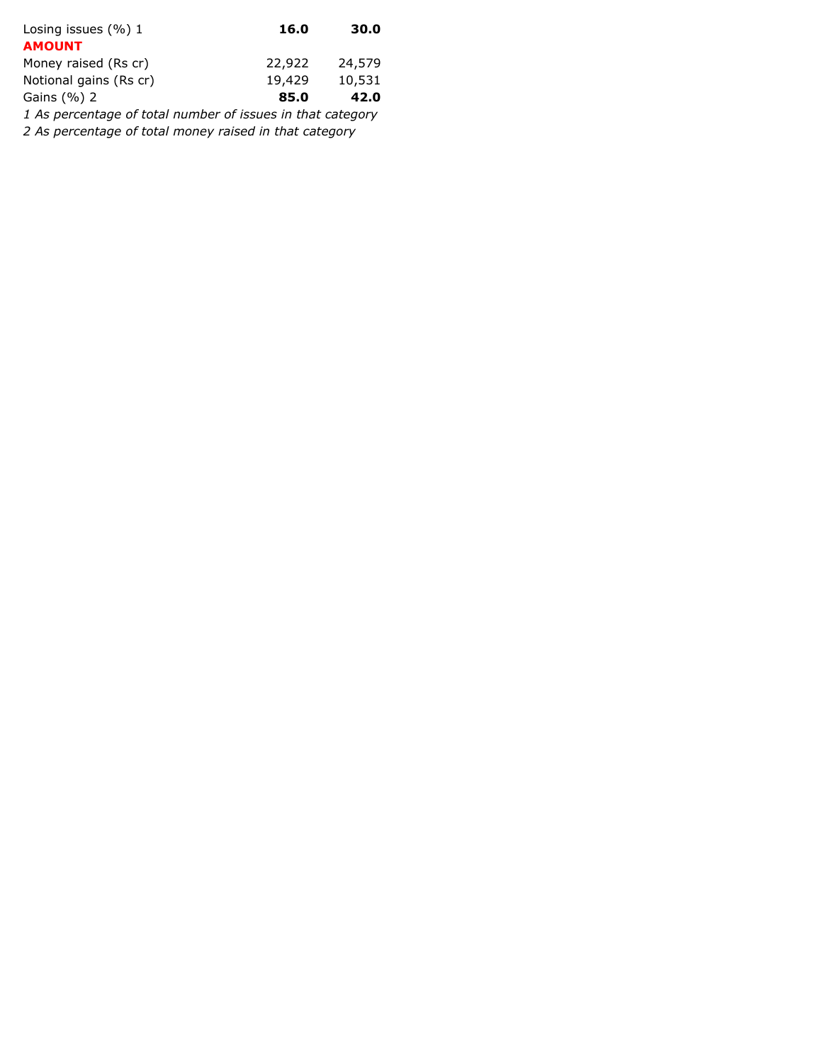| | | |
|---|---|---|
| Losing issues (%) 1 | **16.0** | **30.0** |
| **AMOUNT** | | |
| Money raised (Rs cr) | 22,922 | 24,579 |
| Notional gains (Rs cr) | 19,429 | 10,531 |
| Gains (%) 2 | **85.0** | **42.0** |

*1 As percentage of total number of issues in that category*

*2 As percentage of total money raised in that category*